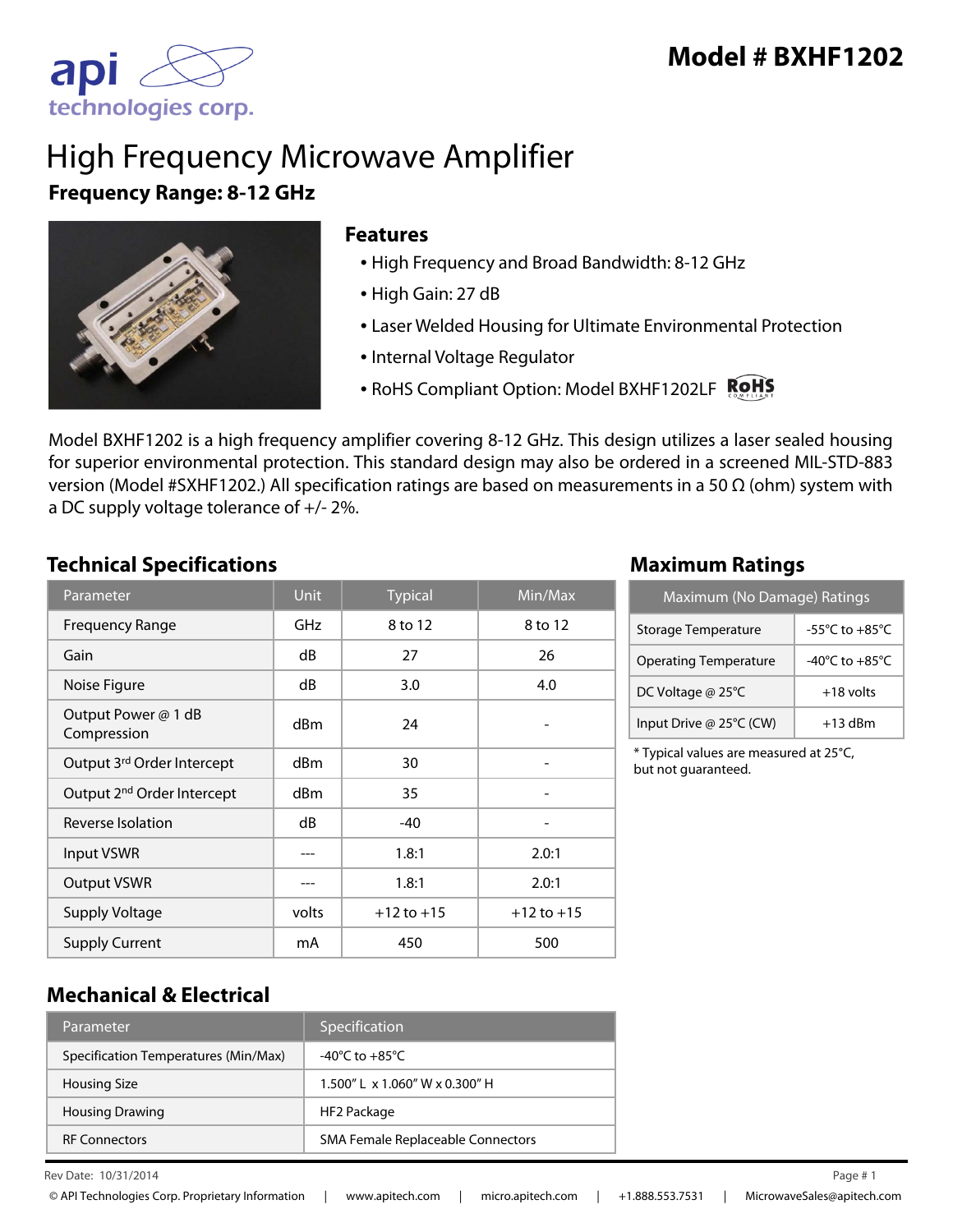# Model # BXHF1202

# High Frequency Microwave Amplifier

**Frequency Range: 8-12 GHz**

## Features

- High Frequency and Broad Bandwidth: 8-12 GHz
- High Gain: 27 dB
- Laser Welded Housing for Ultimate Environmental Protection
- Internal Voltage Regulator
- RoHS Compliant Option: Model BXHF1202LF RoHS

Model BXHF1202 is a high frequency amplifier covering 8-12 GHz. This design utilizes a laser sealed housing for superior environmental protection. This standard design may also be ordered in a screened MIL-STD-883 version (Model #SXHF1202.) All specification ratings are based on measurements in a 50 Ω (ohm) system with a DC supply voltage tolerance of +/- 2%.

## Technical Specifications

| Parameter | Unit | Typical | Min/Max |
|---|---|---|---|
| Frequency Range | GHz | 8 to 12 | 8 to 12 |
| Gain | dB | 27 | 26 |
| Noise Figure | dB | 3.0 | 4.0 |
| Output Power @ 1 dB Compression | dBm | 24 | - |
| Output 3rd Order Intercept | dBm | 30 | - |
| Output 2nd Order Intercept | dBm | 35 | - |
| Reverse Isolation | dB | -40 | - |
| Input VSWR | --- | 1.8:1 | 2.0:1 |
| Output VSWR | --- | 1.8:1 | 2.0:1 |
| Supply Voltage | volts | +12 to +15 | +12 to +15 |
| Supply Current | mA | 450 | 500 |

## Maximum Ratings

| Maximum (No Damage) Ratings | |
|---|---|
| Storage Temperature | -55°C to +85°C |
| Operating Temperature | -40°C to +85°C |
| DC Voltage @ 25°C | +18 volts |
| Input Drive @ 25°C (CW) | +13 dBm |

* Typical values are measured at 25°C, but not guaranteed.

## Mechanical & Electrical

| Parameter | Specification |
|---|---|
| Specification Temperatures (Min/Max) | -40°C to +85°C |
| Housing Size | 1.500" L x 1.060" W x 0.300" H |
| Housing Drawing | HF2 Package |
| RF Connectors | SMA Female Replaceable Connectors |

Rev Date: 10/31/2014

© API Technologies Corp. Proprietary Information | www.apitech.com | micro.apitech.com | +1.888.553.7531 | MicrowaveSales@apitech.com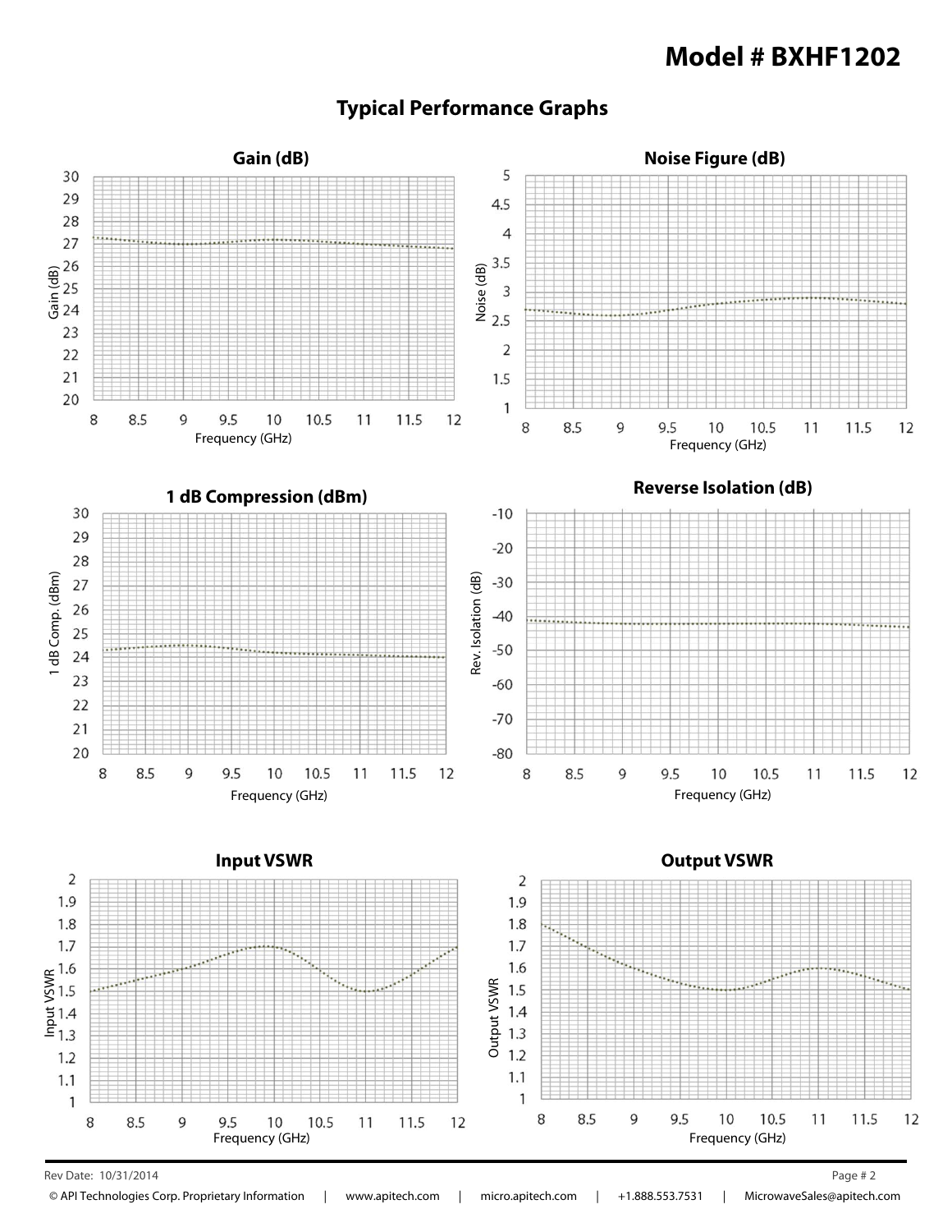# Model # BXHF1202

## Typical Performance Graphs

**Gain (dB)**

Gain (dB)

30 29 28 27 26 25 24 23 22 21 20

8 8.5 9 9.5 10 10.5 11 11.5 12

Frequency (GHz)

**Noise Figure (dB)**

Noise (dB)

5 4.5 4 3.5 3 2.5 2 1.5 1

8 8.5 9 9.5 10 10.5 11 11.5 12

Frequency (GHz)

**1 dB Compression (dBm)**

1 dB Comp. (dBm)

30 29 28 27 26 25 24 23 22 21 20

8 8.5 9 9.5 10 10.5 11 11.5 12

Frequency (GHz)

**Reverse Isolation (dB)**

Rev. Isolation (dB)

-10 -20 -30 -40 -50 -60 -70 -80

8 8.5 9 9.5 10 10.5 11 11.5 12

Frequency (GHz)

**Input VSWR**

Input VSWR

2 1.9 1.8 1.7 1.6 1.5 1.4 1.3 1.2 1.1 1

8 8.5 9 9.5 10 10.5 11 11.5 12

Frequency (GHz)

**Output VSWR**

Output VSWR

2 1.9 1.8 1.7 1.6 1.5 1.4 1.3 1.2 1.1 1

8 8.5 9 9.5 10 10.5 11 11.5 12

Frequency (GHz)

Rev Date: 10/31/2014

© API Technologies Corp. Proprietary Information | www.apitech.com | micro.apitech.com | +1.888.553.7531 | MicrowaveSales@apitech.com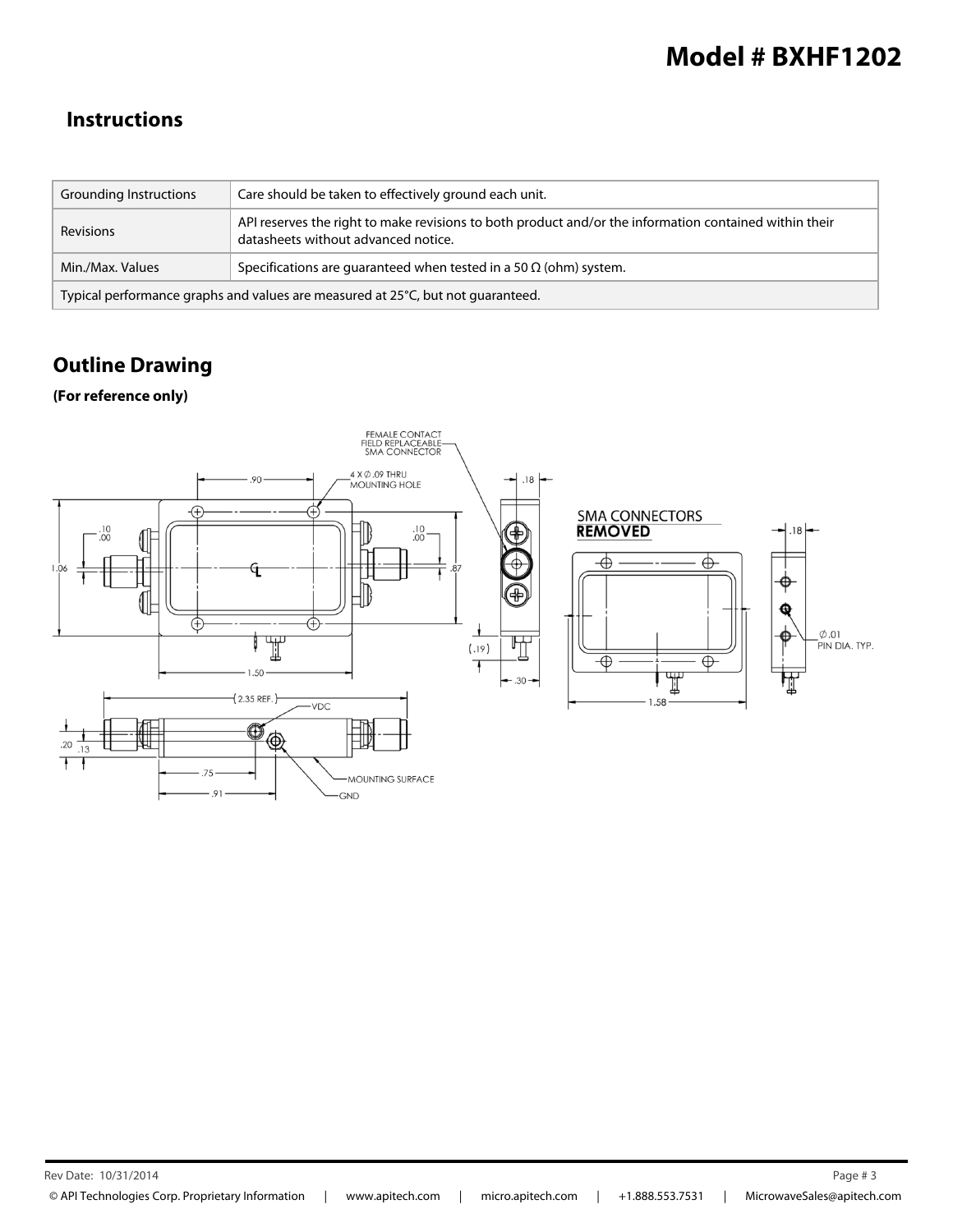## Instructions

| | |
|---|---|
| Grounding Instructions | Care should be taken to effectively ground each unit. |
| Revisions | API reserves the right to make revisions to both product and/or the information contained within their datasheets without advanced notice. |
| Min./Max. Values | Specifications are guaranteed when tested in a 50 Ω (ohm) system. |
| Typical performance graphs and values are measured at 25°C, but not guaranteed. | |

## Outline Drawing

**(For reference only)**

FEMALE CONTACT
FIELD REPLACEABLE
SMA CONNECTOR

4 X Ø .09 THRU
MOUNTING HOLE

.90

.18

.10
.00

.10
.00

1.06

.87

(.19)

.30

1.50

(2.35 REF.)

VDC

.20

.13

.75

.91

MOUNTING SURFACE

GND

SMA CONNECTORS
**REMOVED**

.18

Ø .01
PIN DIA. TYP.

1.58